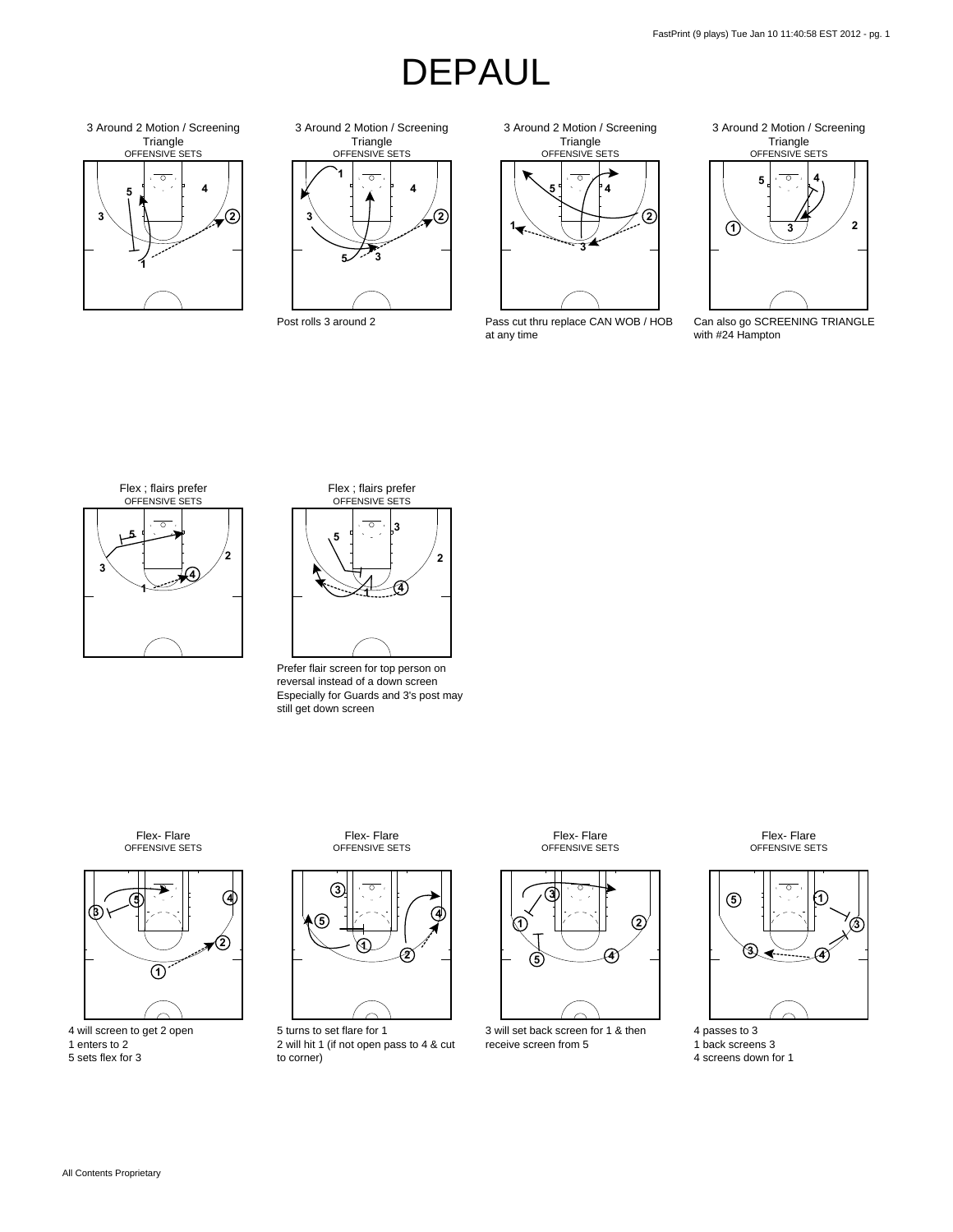# DEPAUL

### 3 Around 2 Motion / Screening Triangle
OFFENSIVE SETS

### 3 Around 2 Motion / Screening Triangle
OFFENSIVE SETS

Post rolls 3 around 2

### 3 Around 2 Motion / Screening Triangle
OFFENSIVE SETS

Pass cut thru replace CAN WOB / HOB at any time

### 3 Around 2 Motion / Screening Triangle
OFFENSIVE SETS

Can also go SCREENING TRIANGLE with #24 Hampton

### Flex ; flairs prefer
OFFENSIVE SETS

### Flex ; flairs prefer
OFFENSIVE SETS

Prefer flair screen for top person on reversal instead of a down screen
Especially for Guards and 3's post may still get down screen

### Flex- Flare
OFFENSIVE SETS

4 will screen to get 2 open
1 enters to 2
5 sets flex for 3

### Flex- Flare
OFFENSIVE SETS

5 turns to set flare for 1
2 will hit 1 (if not open pass to 4 & cut to corner)

### Flex- Flare
OFFENSIVE SETS

3 will set back screen for 1 & then receive screen from 5

### Flex- Flare
OFFENSIVE SETS

4 passes to 3
1 back screens 3
4 screens down for 1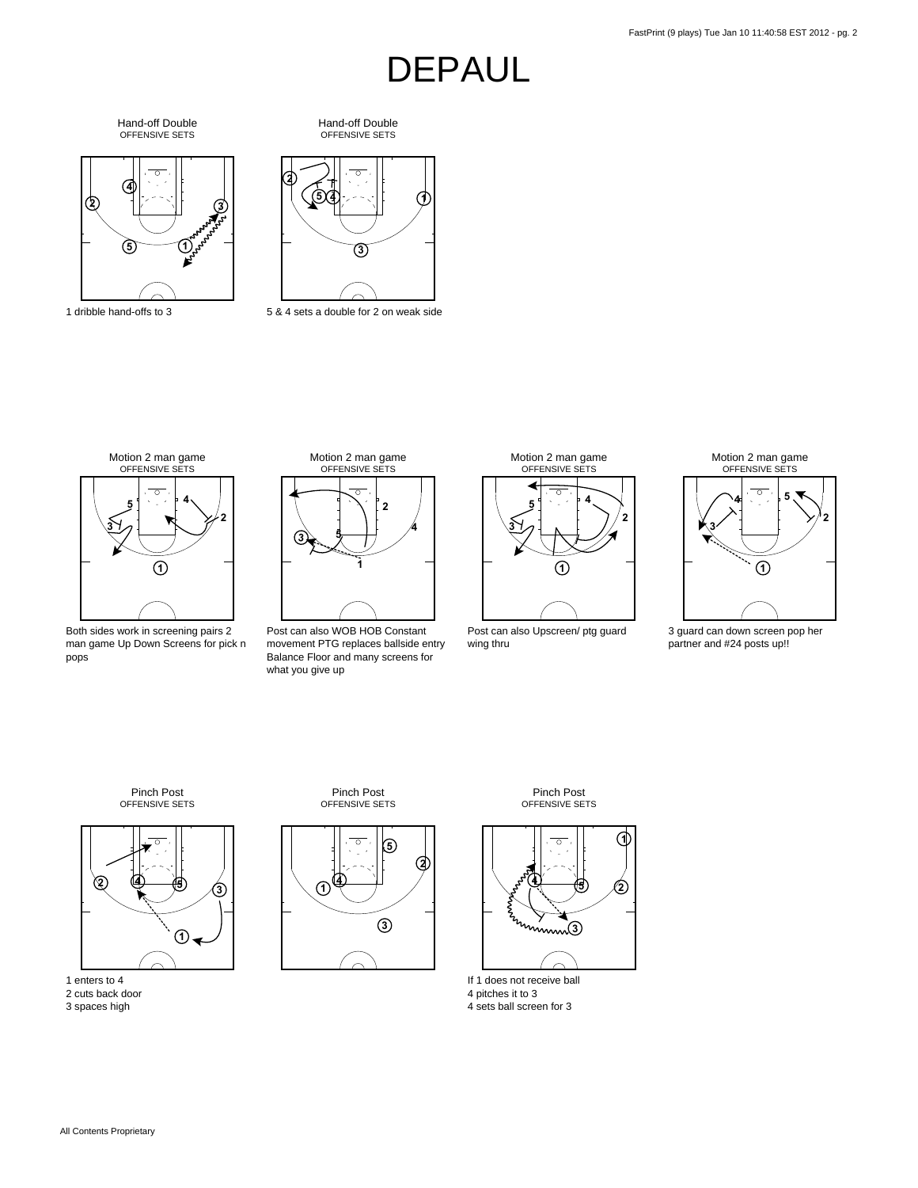# DEPAUL

### Hand-off Double
OFFENSIVE SETS

1 dribble hand-offs to 3

### Hand-off Double
OFFENSIVE SETS

5 & 4 sets a double for 2 on weak side

### Motion 2 man game
OFFENSIVE SETS

Both sides work in screening pairs 2 man game Up Down Screens for pick n pops

### Motion 2 man game
OFFENSIVE SETS

Post can also WOB HOB Constant movement PTG replaces ballside entry Balance Floor and many screens for what you give up

### Motion 2 man game
OFFENSIVE SETS

Post can also Upscreen/ ptg guard wing thru

### Motion 2 man game
OFFENSIVE SETS

3 guard can down screen pop her partner and #24 posts up!!

### Pinch Post
OFFENSIVE SETS

1 enters to 4
2 cuts back door
3 spaces high

### Pinch Post
OFFENSIVE SETS

### Pinch Post
OFFENSIVE SETS

If 1 does not receive ball
4 pitches it to 3
4 sets ball screen for 3

All Contents Proprietary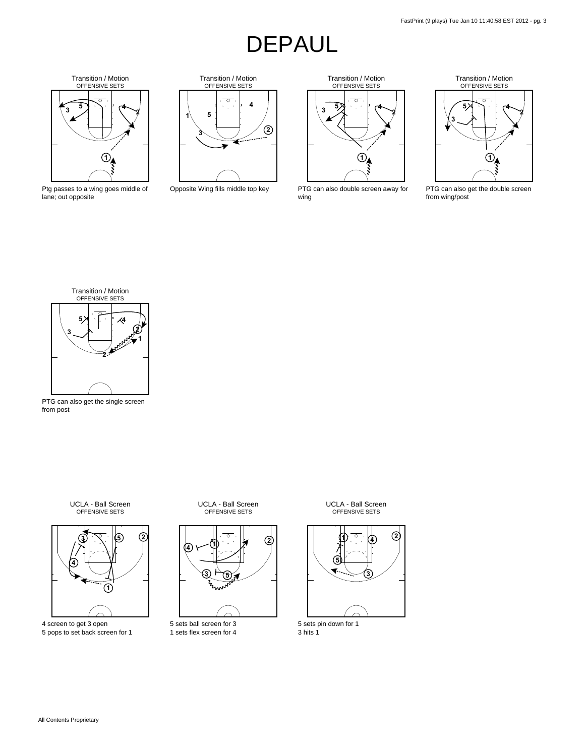# DEPAUL

Transition / Motion
OFFENSIVE SETS

Ptg passes to a wing goes middle of lane; out opposite

Transition / Motion
OFFENSIVE SETS

Opposite Wing fills middle top key

Transition / Motion
OFFENSIVE SETS

PTG can also double screen away for wing

Transition / Motion
OFFENSIVE SETS

PTG can also get the double screen from wing/post

Transition / Motion
OFFENSIVE SETS

PTG can also get the single screen from post

UCLA - Ball Screen
OFFENSIVE SETS

4 screen to get 3 open
5 pops to set back screen for 1

UCLA - Ball Screen
OFFENSIVE SETS

5 sets ball screen for 3
1 sets flex screen for 4

UCLA - Ball Screen
OFFENSIVE SETS

5 sets pin down for 1
3 hits 1

All Contents Proprietary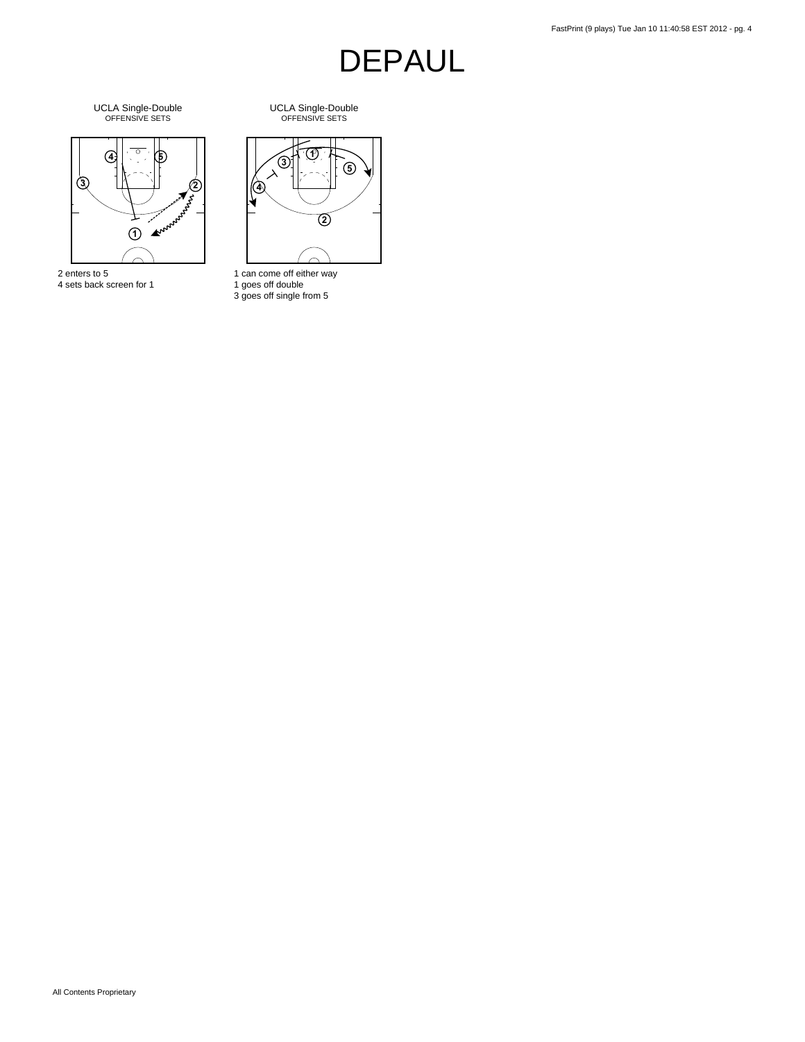# DEPAUL

UCLA Single-Double
OFFENSIVE SETS

2 enters to 5
4 sets back screen for 1

UCLA Single-Double
OFFENSIVE SETS

1 can come off either way
1 goes off double
3 goes off single from 5

All Contents Proprietary